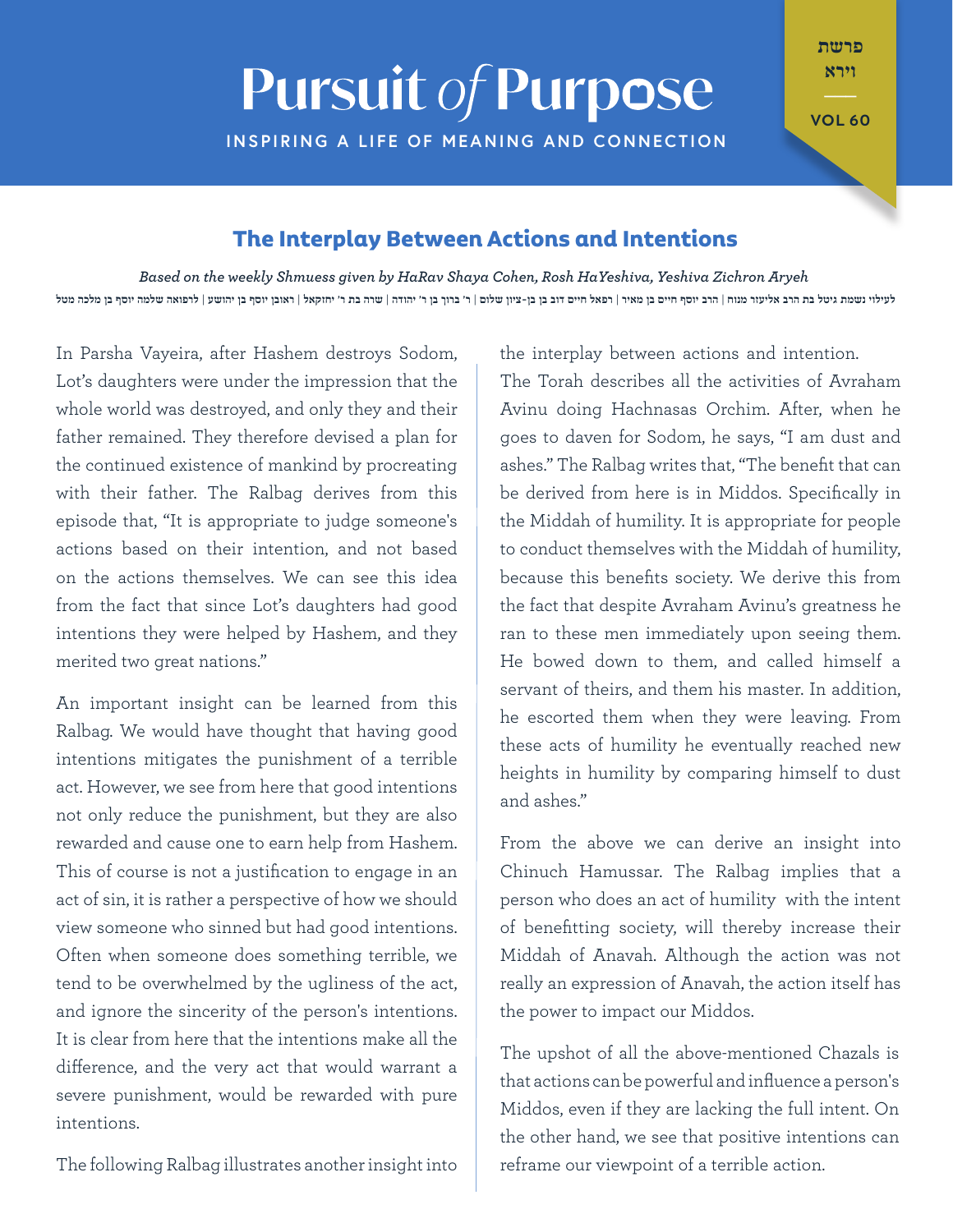# Pursuit *of* Purpose

INSPIRING A LIFE OF MEANING AND CONNECTION

פרשת וירא

VOL 60

## The Interplay Between Actions and Intentions

*Based on the weekly Shmuess given by HaRav Shaya Cohen, Rosh HaYeshiva, Yeshiva Zichron Aryeh*

לעילוי נשמת גיטל בת הרב אליעזר מנוח | הרב יוסף חיים בן מאיר | רפאל חיים דוב בן בן-ציון שלום | ר' ברוך בן ר' יהודה | שרה בת ר' יחזקאל | ראובן יוסף בן יהושע | לרפואה שלמה יוסף בן מלכה מטל

In Parsha Vayeira, after Hashem destroys Sodom, Lot's daughters were under the impression that the whole world was destroyed, and only they and their father remained. They therefore devised a plan for the continued existence of mankind by procreating with their father. The Ralbag derives from this episode that, "It is appropriate to judge someone's actions based on their intention, and not based on the actions themselves. We can see this idea from the fact that since Lot's daughters had good intentions they were helped by Hashem, and they merited two great nations."

An important insight can be learned from this Ralbag. We would have thought that having good intentions mitigates the punishment of a terrible act. However, we see from here that good intentions not only reduce the punishment, but they are also rewarded and cause one to earn help from Hashem. This of course is not a justification to engage in an act of sin, it is rather a perspective of how we should view someone who sinned but had good intentions. Often when someone does something terrible, we tend to be overwhelmed by the ugliness of the act, and ignore the sincerity of the person's intentions. It is clear from here that the intentions make all the difference, and the very act that would warrant a severe punishment, would be rewarded with pure intentions.

The following Ralbag illustrates another insight into the interplay between actions and intention.

The Torah describes all the activities of Avraham Avinu doing Hachnasas Orchim. After, when he goes to daven for Sodom, he says, "I am dust and ashes." The Ralbag writes that, "The benefit that can be derived from here is in Middos. Specifically in the Middah of humility. It is appropriate for people to conduct themselves with the Middah of humility, because this benefits society. We derive this from the fact that despite Avraham Avinu's greatness he ran to these men immediately upon seeing them. He bowed down to them, and called himself a servant of theirs, and them his master. In addition, he escorted them when they were leaving. From these acts of humility he eventually reached new heights in humility by comparing himself to dust and ashes."

From the above we can derive an insight into Chinuch Hamussar. The Ralbag implies that a person who does an act of humility with the intent of benefitting society, will thereby increase their Middah of Anavah. Although the action was not really an expression of Anavah, the action itself has the power to impact our Middos.

The upshot of all the above-mentioned Chazals is that actions can be powerful and influence a person's Middos, even if they are lacking the full intent. On the other hand, we see that positive intentions can reframe our viewpoint of a terrible action.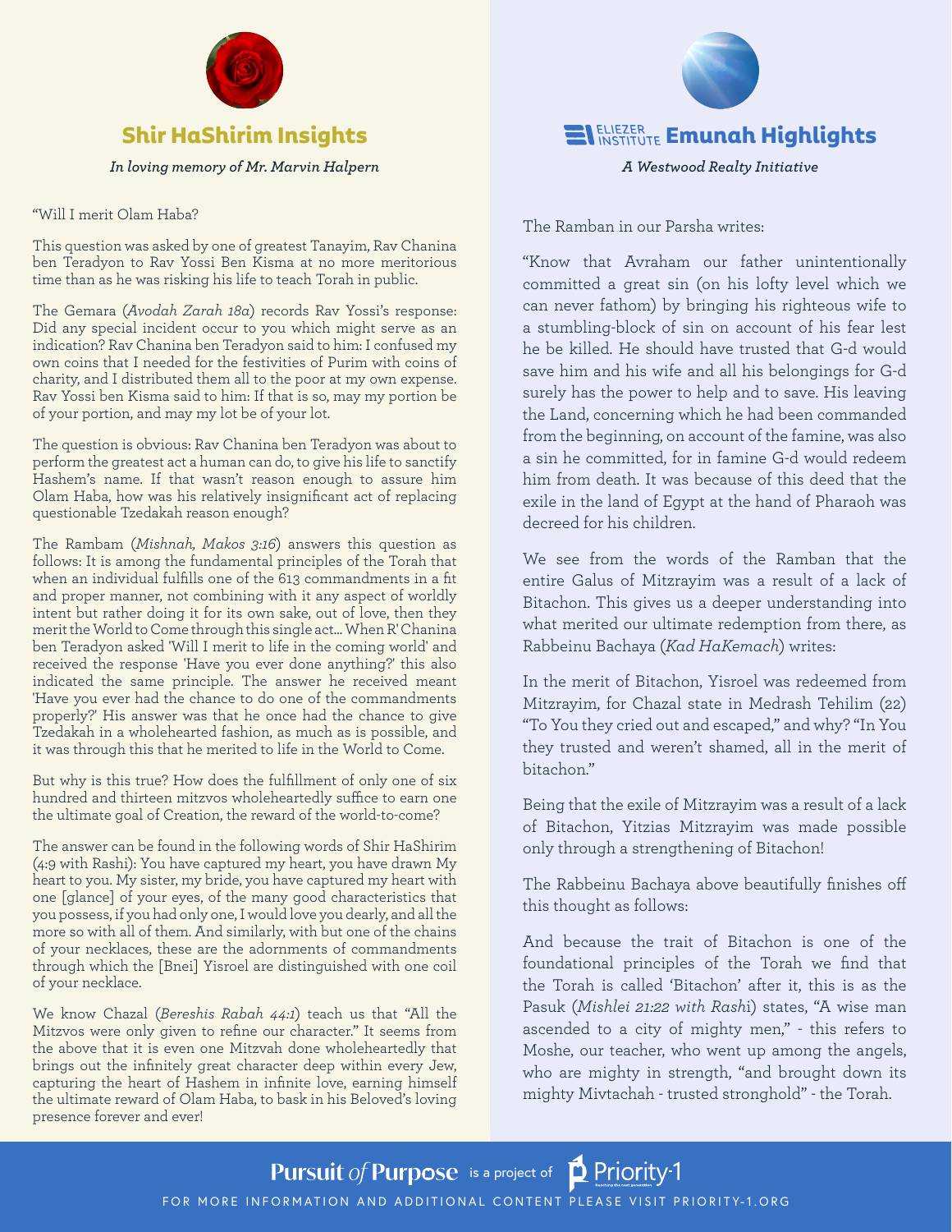## Shir HaShirim Insights

*In loving memory of Mr. Marvin Halpern*

"Will I merit Olam Haba?

This question was asked by one of greatest Tanayim, Rav Chanina ben Teradyon to Rav Yossi Ben Kisma at no more meritorious time than as he was risking his life to teach Torah in public.

The Gemara (*Avodah Zarah 18a*) records Rav Yossi's response: Did any special incident occur to you which might serve as an indication? Rav Chanina ben Teradyon said to him: I confused my own coins that I needed for the festivities of Purim with coins of charity, and I distributed them all to the poor at my own expense. Rav Yossi ben Kisma said to him: If that is so, may my portion be of your portion, and may my lot be of your lot.

The question is obvious: Rav Chanina ben Teradyon was about to perform the greatest act a human can do, to give his life to sanctify Hashem's name. If that wasn't reason enough to assure him Olam Haba, how was his relatively insignificant act of replacing questionable Tzedakah reason enough?

The Rambam (*Mishnah, Makos 3:16*) answers this question as follows: It is among the fundamental principles of the Torah that when an individual fulfills one of the 613 commandments in a fit and proper manner, not combining with it any aspect of worldly intent but rather doing it for its own sake, out of love, then they merit the World to Come through this single act... When R' Chanina ben Teradyon asked 'Will I merit to life in the coming world' and received the response 'Have you ever done anything?' this also indicated the same principle. The answer he received meant 'Have you ever had the chance to do one of the commandments properly?' His answer was that he once had the chance to give Tzedakah in a wholehearted fashion, as much as is possible, and it was through this that he merited to life in the World to Come.

But why is this true? How does the fulfillment of only one of six hundred and thirteen mitzvos wholeheartedly suffice to earn one the ultimate goal of Creation, the reward of the world-to-come?

The answer can be found in the following words of Shir HaShirim (4:9 with Rashi): You have captured my heart, you have drawn My heart to you. My sister, my bride, you have captured my heart with one [glance] of your eyes, of the many good characteristics that you possess, if you had only one, I would love you dearly, and all the more so with all of them. And similarly, with but one of the chains of your necklaces, these are the adornments of commandments through which the [Bnei] Yisroel are distinguished with one coil of your necklace.

We know Chazal (*Bereshis Rabah 44:1*) teach us that "All the Mitzvos were only given to refine our character." It seems from the above that it is even one Mitzvah done wholeheartedly that brings out the infinitely great character deep within every Jew, capturing the heart of Hashem in infinite love, earning himself the ultimate reward of Olam Haba, to bask in his Beloved's loving presence forever and ever!

## Eliezer Institute Emunah Highlights

*A Westwood Realty Initiative*

The Ramban in our Parsha writes:

"Know that Avraham our father unintentionally committed a great sin (on his lofty level which we can never fathom) by bringing his righteous wife to a stumbling-block of sin on account of his fear lest he be killed. He should have trusted that G-d would save him and his wife and all his belongings for G-d surely has the power to help and to save. His leaving the Land, concerning which he had been commanded from the beginning, on account of the famine, was also a sin he committed, for in famine G-d would redeem him from death. It was because of this deed that the exile in the land of Egypt at the hand of Pharaoh was decreed for his children.

We see from the words of the Ramban that the entire Galus of Mitzrayim was a result of a lack of Bitachon. This gives us a deeper understanding into what merited our ultimate redemption from there, as Rabbeinu Bachaya (*Kad HaKemach*) writes:

In the merit of Bitachon, Yisroel was redeemed from Mitzrayim, for Chazal state in Medrash Tehilim (22) "To You they cried out and escaped," and why? "In You they trusted and weren't shamed, all in the merit of bitachon."

Being that the exile of Mitzrayim was a result of a lack of Bitachon, Yitzias Mitzrayim was made possible only through a strengthening of Bitachon!

The Rabbeinu Bachaya above beautifully finishes off this thought as follows:

And because the trait of Bitachon is one of the foundational principles of the Torah we find that the Torah is called 'Bitachon' after it, this is as the Pasuk (*Mishlei 21:22 with Rashi*) states, "A wise man ascended to a city of mighty men," - this refers to Moshe, our teacher, who went up among the angels, who are mighty in strength, "and brought down its mighty Mivtachah - trusted stronghold" - the Torah.

**Pursuit *of* Purpose** is a project of Priority-1

FOR MORE INFORMATION AND ADDITIONAL CONTENT PLEASE VISIT PRIORITY-1.ORG